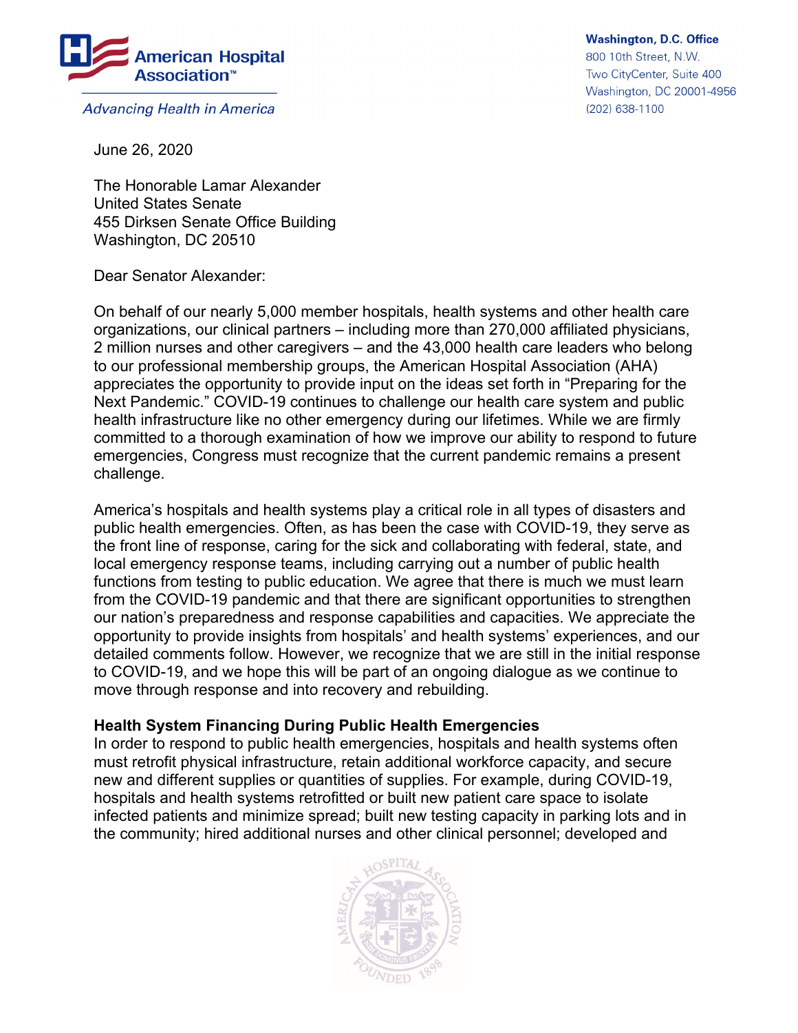**American Hospital Association™**

*Advancing Health in America*

**Washington, D.C. Office**
800 10th Street, N.W.
Two CityCenter, Suite 400
Washington, DC 20001-4956
(202) 638-1100

June 26, 2020

The Honorable Lamar Alexander
United States Senate
455 Dirksen Senate Office Building
Washington, DC 20510

Dear Senator Alexander:

On behalf of our nearly 5,000 member hospitals, health systems and other health care organizations, our clinical partners – including more than 270,000 affiliated physicians, 2 million nurses and other caregivers – and the 43,000 health care leaders who belong to our professional membership groups, the American Hospital Association (AHA) appreciates the opportunity to provide input on the ideas set forth in "Preparing for the Next Pandemic." COVID-19 continues to challenge our health care system and public health infrastructure like no other emergency during our lifetimes. While we are firmly committed to a thorough examination of how we improve our ability to respond to future emergencies, Congress must recognize that the current pandemic remains a present challenge.

America's hospitals and health systems play a critical role in all types of disasters and public health emergencies. Often, as has been the case with COVID-19, they serve as the front line of response, caring for the sick and collaborating with federal, state, and local emergency response teams, including carrying out a number of public health functions from testing to public education. We agree that there is much we must learn from the COVID-19 pandemic and that there are significant opportunities to strengthen our nation's preparedness and response capabilities and capacities. We appreciate the opportunity to provide insights from hospitals' and health systems' experiences, and our detailed comments follow. However, we recognize that we are still in the initial response to COVID-19, and we hope this will be part of an ongoing dialogue as we continue to move through response and into recovery and rebuilding.

**Health System Financing During Public Health Emergencies**

In order to respond to public health emergencies, hospitals and health systems often must retrofit physical infrastructure, retain additional workforce capacity, and secure new and different supplies or quantities of supplies. For example, during COVID-19, hospitals and health systems retrofitted or built new patient care space to isolate infected patients and minimize spread; built new testing capacity in parking lots and in the community; hired additional nurses and other clinical personnel; developed and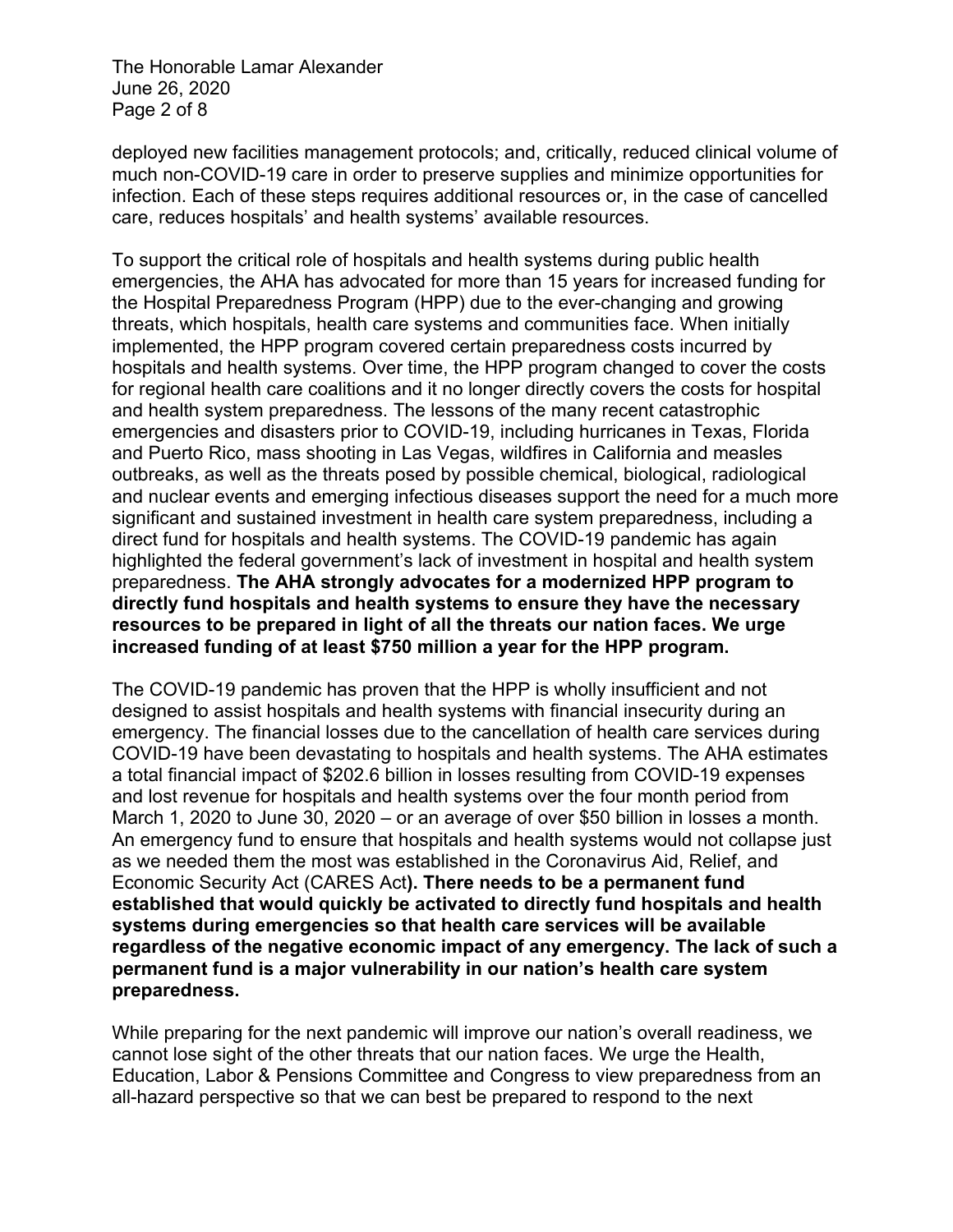deployed new facilities management protocols; and, critically, reduced clinical volume of much non-COVID-19 care in order to preserve supplies and minimize opportunities for infection. Each of these steps requires additional resources or, in the case of cancelled care, reduces hospitals' and health systems' available resources.

To support the critical role of hospitals and health systems during public health emergencies, the AHA has advocated for more than 15 years for increased funding for the Hospital Preparedness Program (HPP) due to the ever-changing and growing threats, which hospitals, health care systems and communities face. When initially implemented, the HPP program covered certain preparedness costs incurred by hospitals and health systems. Over time, the HPP program changed to cover the costs for regional health care coalitions and it no longer directly covers the costs for hospital and health system preparedness. The lessons of the many recent catastrophic emergencies and disasters prior to COVID-19, including hurricanes in Texas, Florida and Puerto Rico, mass shooting in Las Vegas, wildfires in California and measles outbreaks, as well as the threats posed by possible chemical, biological, radiological and nuclear events and emerging infectious diseases support the need for a much more significant and sustained investment in health care system preparedness, including a direct fund for hospitals and health systems. The COVID-19 pandemic has again highlighted the federal government's lack of investment in hospital and health system preparedness. **The AHA strongly advocates for a modernized HPP program to directly fund hospitals and health systems to ensure they have the necessary resources to be prepared in light of all the threats our nation faces. We urge increased funding of at least $750 million a year for the HPP program.**

The COVID-19 pandemic has proven that the HPP is wholly insufficient and not designed to assist hospitals and health systems with financial insecurity during an emergency. The financial losses due to the cancellation of health care services during COVID-19 have been devastating to hospitals and health systems. The AHA estimates a total financial impact of $202.6 billion in losses resulting from COVID-19 expenses and lost revenue for hospitals and health systems over the four month period from March 1, 2020 to June 30, 2020 – or an average of over $50 billion in losses a month. An emergency fund to ensure that hospitals and health systems would not collapse just as we needed them the most was established in the Coronavirus Aid, Relief, and Economic Security Act (CARES Act**). There needs to be a permanent fund established that would quickly be activated to directly fund hospitals and health systems during emergencies so that health care services will be available regardless of the negative economic impact of any emergency. The lack of such a permanent fund is a major vulnerability in our nation's health care system preparedness.**

While preparing for the next pandemic will improve our nation's overall readiness, we cannot lose sight of the other threats that our nation faces. We urge the Health, Education, Labor & Pensions Committee and Congress to view preparedness from an all-hazard perspective so that we can best be prepared to respond to the next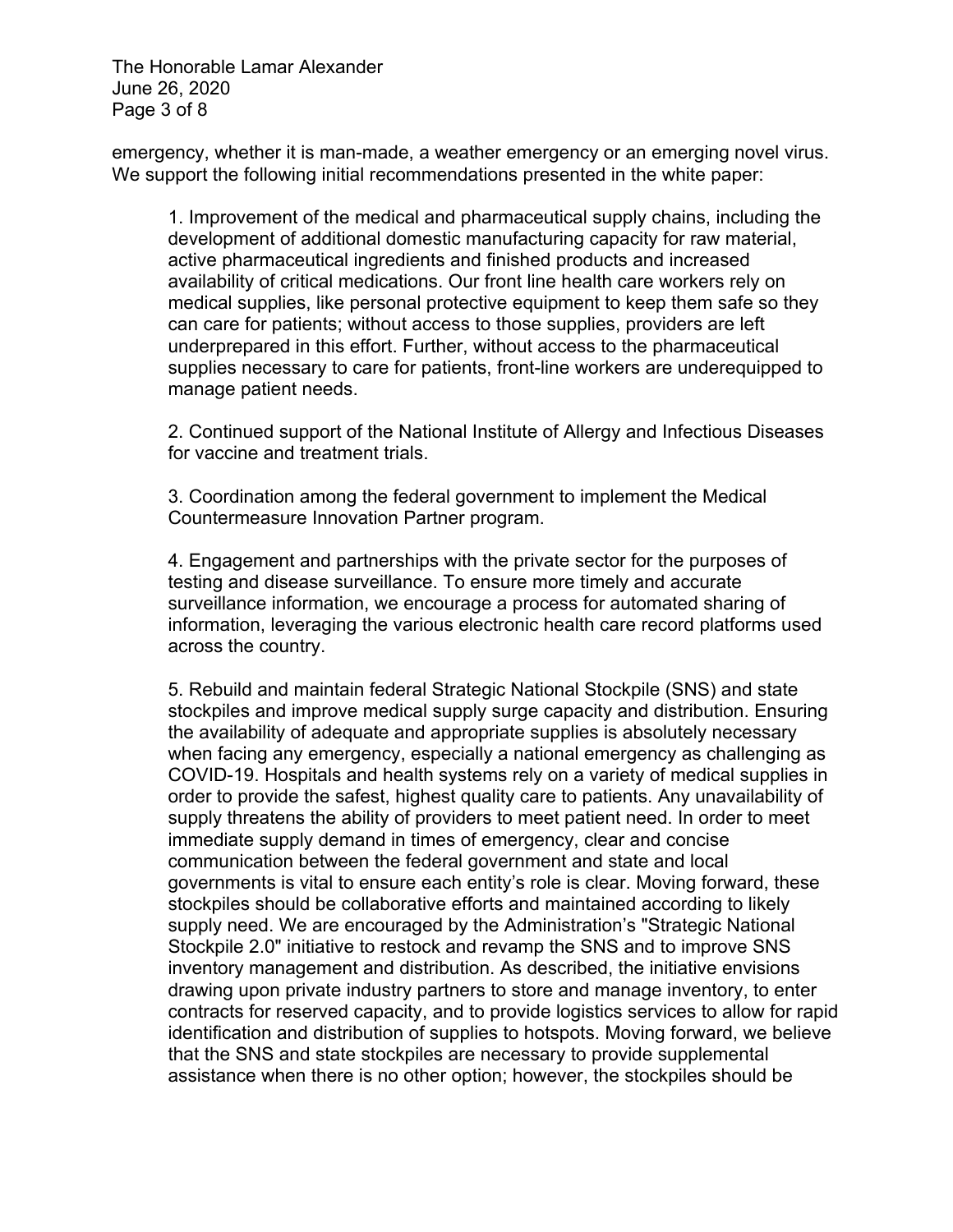emergency, whether it is man-made, a weather emergency or an emerging novel virus. We support the following initial recommendations presented in the white paper:

1. Improvement of the medical and pharmaceutical supply chains, including the development of additional domestic manufacturing capacity for raw material, active pharmaceutical ingredients and finished products and increased availability of critical medications. Our front line health care workers rely on medical supplies, like personal protective equipment to keep them safe so they can care for patients; without access to those supplies, providers are left underprepared in this effort. Further, without access to the pharmaceutical supplies necessary to care for patients, front-line workers are underequipped to manage patient needs.

2. Continued support of the National Institute of Allergy and Infectious Diseases for vaccine and treatment trials.

3. Coordination among the federal government to implement the Medical Countermeasure Innovation Partner program.

4. Engagement and partnerships with the private sector for the purposes of testing and disease surveillance. To ensure more timely and accurate surveillance information, we encourage a process for automated sharing of information, leveraging the various electronic health care record platforms used across the country.

5. Rebuild and maintain federal Strategic National Stockpile (SNS) and state stockpiles and improve medical supply surge capacity and distribution. Ensuring the availability of adequate and appropriate supplies is absolutely necessary when facing any emergency, especially a national emergency as challenging as COVID-19. Hospitals and health systems rely on a variety of medical supplies in order to provide the safest, highest quality care to patients. Any unavailability of supply threatens the ability of providers to meet patient need. In order to meet immediate supply demand in times of emergency, clear and concise communication between the federal government and state and local governments is vital to ensure each entity's role is clear. Moving forward, these stockpiles should be collaborative efforts and maintained according to likely supply need. We are encouraged by the Administration's "Strategic National Stockpile 2.0" initiative to restock and revamp the SNS and to improve SNS inventory management and distribution. As described, the initiative envisions drawing upon private industry partners to store and manage inventory, to enter contracts for reserved capacity, and to provide logistics services to allow for rapid identification and distribution of supplies to hotspots. Moving forward, we believe that the SNS and state stockpiles are necessary to provide supplemental assistance when there is no other option; however, the stockpiles should be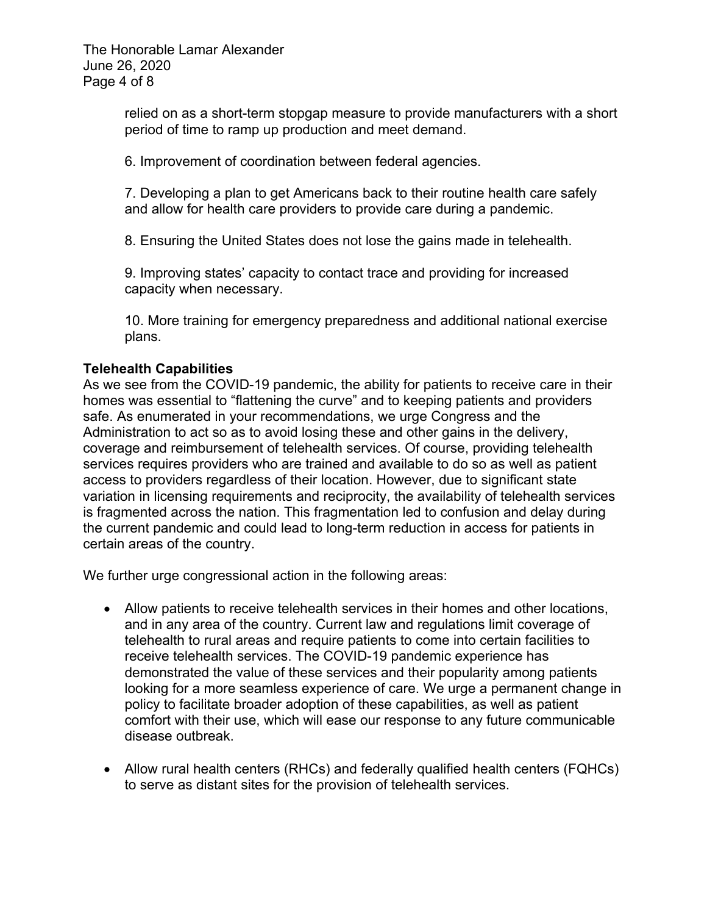relied on as a short-term stopgap measure to provide manufacturers with a short period of time to ramp up production and meet demand.

6. Improvement of coordination between federal agencies.

7. Developing a plan to get Americans back to their routine health care safely and allow for health care providers to provide care during a pandemic.

8. Ensuring the United States does not lose the gains made in telehealth.

9. Improving states' capacity to contact trace and providing for increased capacity when necessary.

10. More training for emergency preparedness and additional national exercise plans.

**Telehealth Capabilities**

As we see from the COVID-19 pandemic, the ability for patients to receive care in their homes was essential to "flattening the curve" and to keeping patients and providers safe. As enumerated in your recommendations, we urge Congress and the Administration to act so as to avoid losing these and other gains in the delivery, coverage and reimbursement of telehealth services. Of course, providing telehealth services requires providers who are trained and available to do so as well as patient access to providers regardless of their location. However, due to significant state variation in licensing requirements and reciprocity, the availability of telehealth services is fragmented across the nation. This fragmentation led to confusion and delay during the current pandemic and could lead to long-term reduction in access for patients in certain areas of the country.

We further urge congressional action in the following areas:

- Allow patients to receive telehealth services in their homes and other locations, and in any area of the country. Current law and regulations limit coverage of telehealth to rural areas and require patients to come into certain facilities to receive telehealth services. The COVID-19 pandemic experience has demonstrated the value of these services and their popularity among patients looking for a more seamless experience of care. We urge a permanent change in policy to facilitate broader adoption of these capabilities, as well as patient comfort with their use, which will ease our response to any future communicable disease outbreak.

- Allow rural health centers (RHCs) and federally qualified health centers (FQHCs) to serve as distant sites for the provision of telehealth services.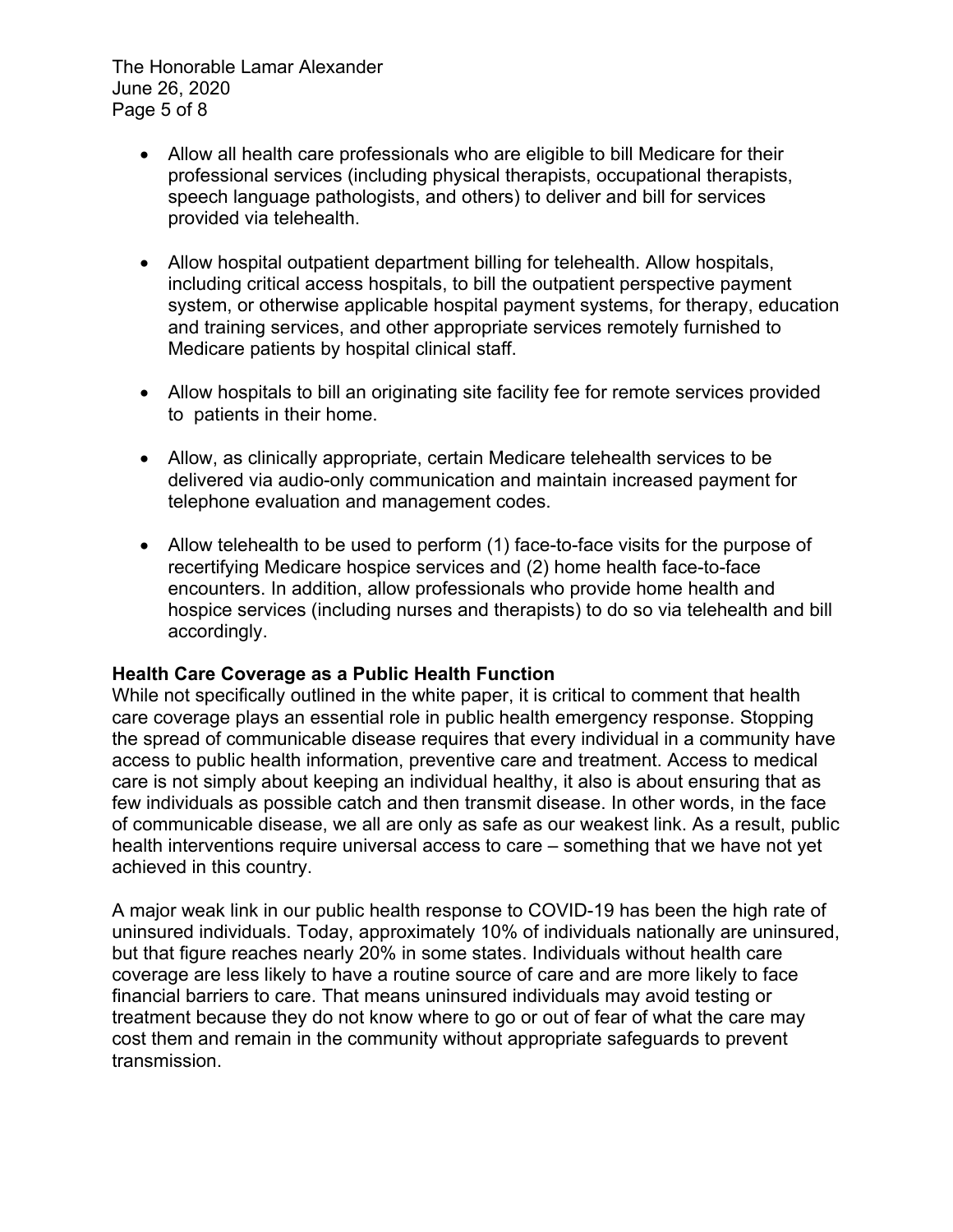- Allow all health care professionals who are eligible to bill Medicare for their professional services (including physical therapists, occupational therapists, speech language pathologists, and others) to deliver and bill for services provided via telehealth.

- Allow hospital outpatient department billing for telehealth. Allow hospitals, including critical access hospitals, to bill the outpatient perspective payment system, or otherwise applicable hospital payment systems, for therapy, education and training services, and other appropriate services remotely furnished to Medicare patients by hospital clinical staff.

- Allow hospitals to bill an originating site facility fee for remote services provided to patients in their home.

- Allow, as clinically appropriate, certain Medicare telehealth services to be delivered via audio-only communication and maintain increased payment for telephone evaluation and management codes.

- Allow telehealth to be used to perform (1) face-to-face visits for the purpose of recertifying Medicare hospice services and (2) home health face-to-face encounters. In addition, allow professionals who provide home health and hospice services (including nurses and therapists) to do so via telehealth and bill accordingly.

**Health Care Coverage as a Public Health Function**

While not specifically outlined in the white paper, it is critical to comment that health care coverage plays an essential role in public health emergency response. Stopping the spread of communicable disease requires that every individual in a community have access to public health information, preventive care and treatment. Access to medical care is not simply about keeping an individual healthy, it also is about ensuring that as few individuals as possible catch and then transmit disease. In other words, in the face of communicable disease, we all are only as safe as our weakest link. As a result, public health interventions require universal access to care – something that we have not yet achieved in this country.

A major weak link in our public health response to COVID-19 has been the high rate of uninsured individuals. Today, approximately 10% of individuals nationally are uninsured, but that figure reaches nearly 20% in some states. Individuals without health care coverage are less likely to have a routine source of care and are more likely to face financial barriers to care. That means uninsured individuals may avoid testing or treatment because they do not know where to go or out of fear of what the care may cost them and remain in the community without appropriate safeguards to prevent transmission.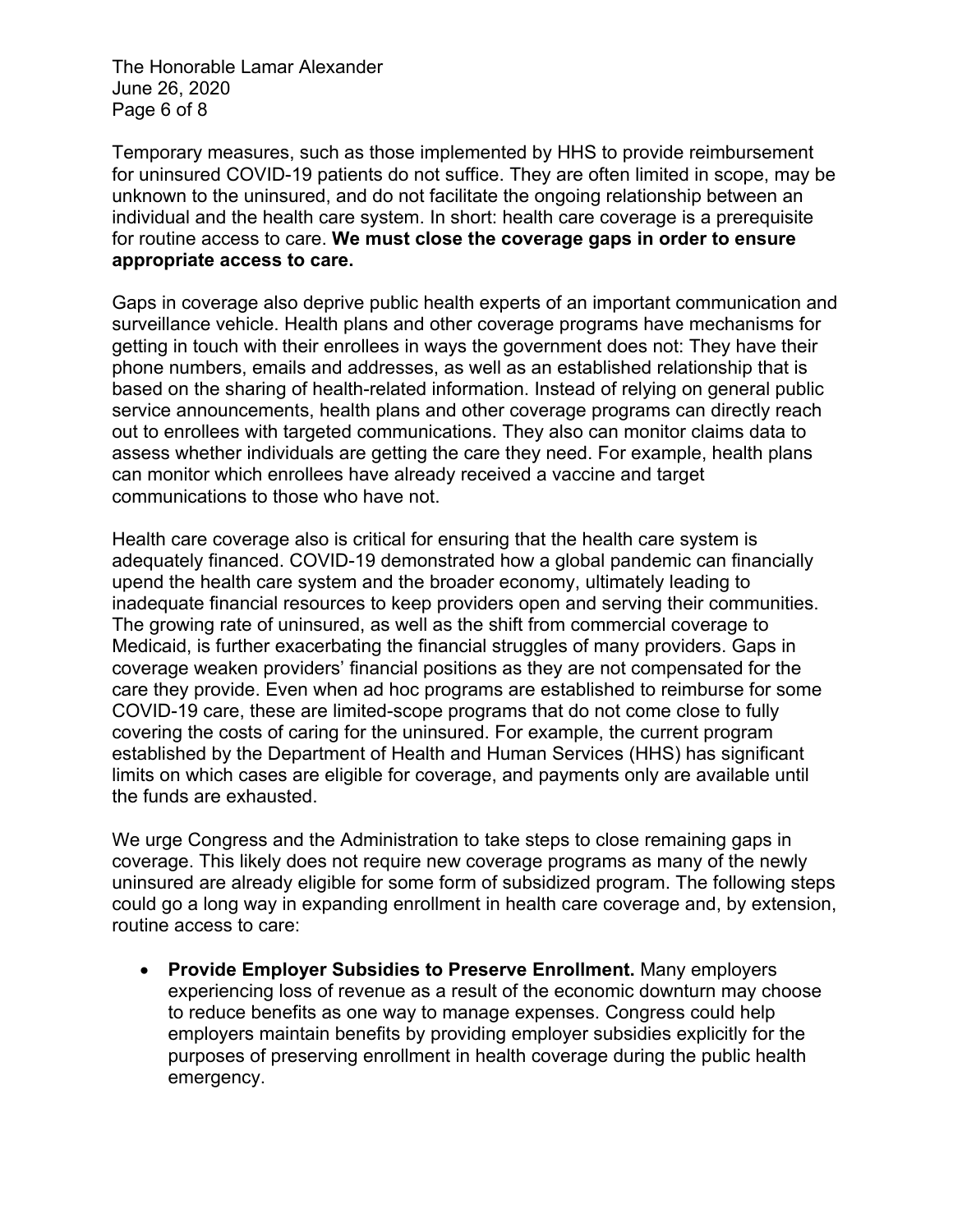Temporary measures, such as those implemented by HHS to provide reimbursement for uninsured COVID-19 patients do not suffice. They are often limited in scope, may be unknown to the uninsured, and do not facilitate the ongoing relationship between an individual and the health care system. In short: health care coverage is a prerequisite for routine access to care. **We must close the coverage gaps in order to ensure appropriate access to care.**

Gaps in coverage also deprive public health experts of an important communication and surveillance vehicle. Health plans and other coverage programs have mechanisms for getting in touch with their enrollees in ways the government does not: They have their phone numbers, emails and addresses, as well as an established relationship that is based on the sharing of health-related information. Instead of relying on general public service announcements, health plans and other coverage programs can directly reach out to enrollees with targeted communications. They also can monitor claims data to assess whether individuals are getting the care they need. For example, health plans can monitor which enrollees have already received a vaccine and target communications to those who have not.

Health care coverage also is critical for ensuring that the health care system is adequately financed. COVID-19 demonstrated how a global pandemic can financially upend the health care system and the broader economy, ultimately leading to inadequate financial resources to keep providers open and serving their communities. The growing rate of uninsured, as well as the shift from commercial coverage to Medicaid, is further exacerbating the financial struggles of many providers. Gaps in coverage weaken providers' financial positions as they are not compensated for the care they provide. Even when ad hoc programs are established to reimburse for some COVID-19 care, these are limited-scope programs that do not come close to fully covering the costs of caring for the uninsured. For example, the current program established by the Department of Health and Human Services (HHS) has significant limits on which cases are eligible for coverage, and payments only are available until the funds are exhausted.

We urge Congress and the Administration to take steps to close remaining gaps in coverage. This likely does not require new coverage programs as many of the newly uninsured are already eligible for some form of subsidized program. The following steps could go a long way in expanding enrollment in health care coverage and, by extension, routine access to care:

- **Provide Employer Subsidies to Preserve Enrollment.** Many employers experiencing loss of revenue as a result of the economic downturn may choose to reduce benefits as one way to manage expenses. Congress could help employers maintain benefits by providing employer subsidies explicitly for the purposes of preserving enrollment in health coverage during the public health emergency.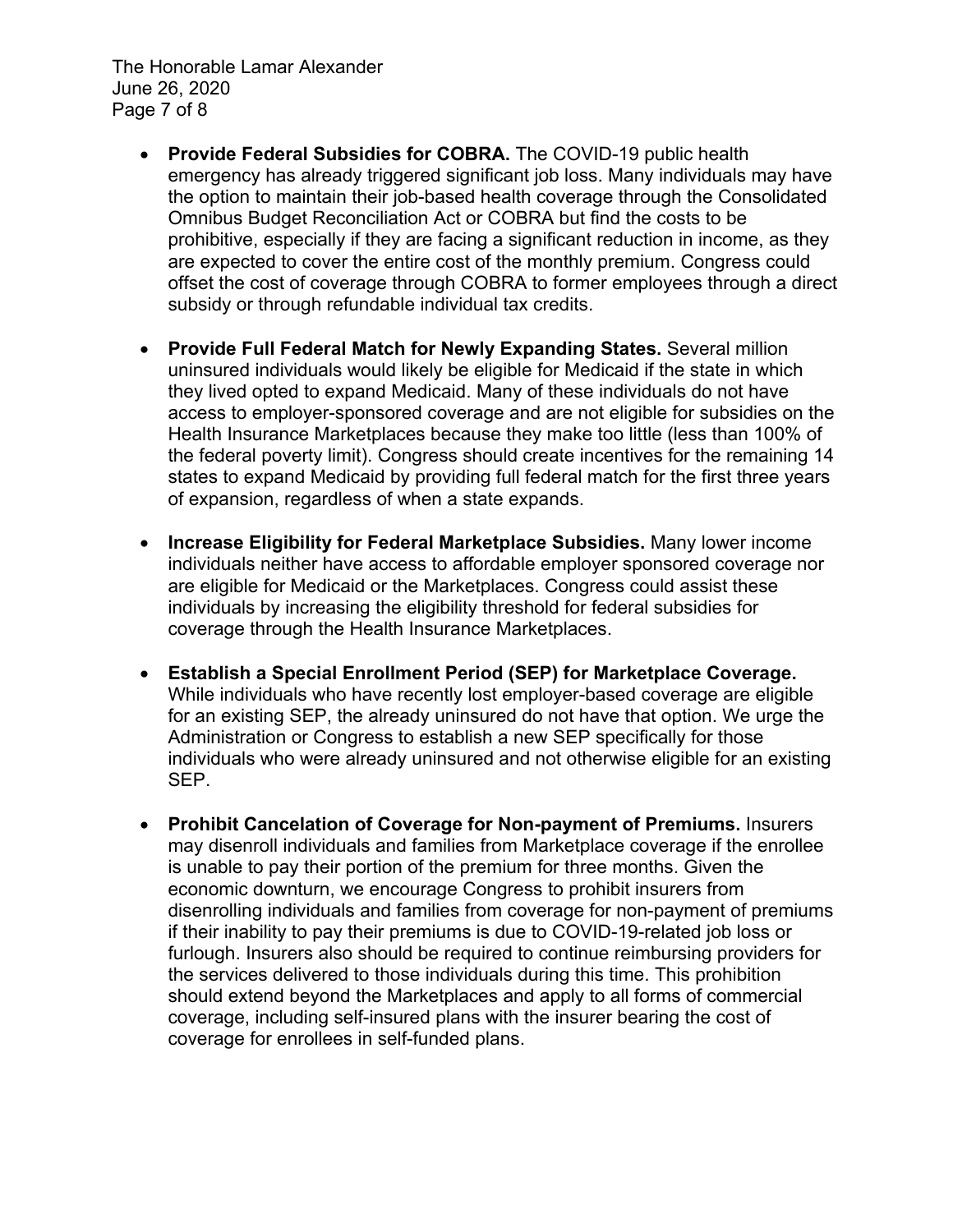- **Provide Federal Subsidies for COBRA.** The COVID-19 public health emergency has already triggered significant job loss. Many individuals may have the option to maintain their job-based health coverage through the Consolidated Omnibus Budget Reconciliation Act or COBRA but find the costs to be prohibitive, especially if they are facing a significant reduction in income, as they are expected to cover the entire cost of the monthly premium. Congress could offset the cost of coverage through COBRA to former employees through a direct subsidy or through refundable individual tax credits.

- **Provide Full Federal Match for Newly Expanding States.** Several million uninsured individuals would likely be eligible for Medicaid if the state in which they lived opted to expand Medicaid. Many of these individuals do not have access to employer-sponsored coverage and are not eligible for subsidies on the Health Insurance Marketplaces because they make too little (less than 100% of the federal poverty limit). Congress should create incentives for the remaining 14 states to expand Medicaid by providing full federal match for the first three years of expansion, regardless of when a state expands.

- **Increase Eligibility for Federal Marketplace Subsidies.** Many lower income individuals neither have access to affordable employer sponsored coverage nor are eligible for Medicaid or the Marketplaces. Congress could assist these individuals by increasing the eligibility threshold for federal subsidies for coverage through the Health Insurance Marketplaces.

- **Establish a Special Enrollment Period (SEP) for Marketplace Coverage.** While individuals who have recently lost employer-based coverage are eligible for an existing SEP, the already uninsured do not have that option. We urge the Administration or Congress to establish a new SEP specifically for those individuals who were already uninsured and not otherwise eligible for an existing SEP.

- **Prohibit Cancelation of Coverage for Non-payment of Premiums.** Insurers may disenroll individuals and families from Marketplace coverage if the enrollee is unable to pay their portion of the premium for three months. Given the economic downturn, we encourage Congress to prohibit insurers from disenrolling individuals and families from coverage for non-payment of premiums if their inability to pay their premiums is due to COVID-19-related job loss or furlough. Insurers also should be required to continue reimbursing providers for the services delivered to those individuals during this time. This prohibition should extend beyond the Marketplaces and apply to all forms of commercial coverage, including self-insured plans with the insurer bearing the cost of coverage for enrollees in self-funded plans.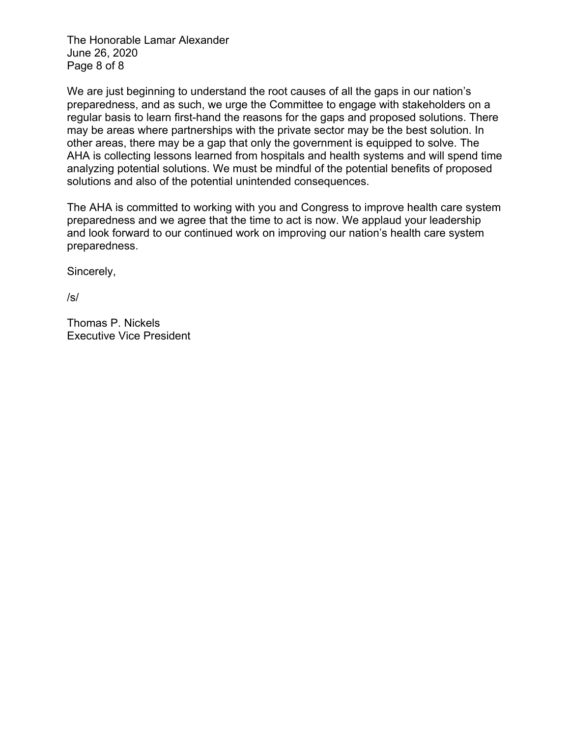We are just beginning to understand the root causes of all the gaps in our nation's preparedness, and as such, we urge the Committee to engage with stakeholders on a regular basis to learn first-hand the reasons for the gaps and proposed solutions. There may be areas where partnerships with the private sector may be the best solution. In other areas, there may be a gap that only the government is equipped to solve. The AHA is collecting lessons learned from hospitals and health systems and will spend time analyzing potential solutions. We must be mindful of the potential benefits of proposed solutions and also of the potential unintended consequences.

The AHA is committed to working with you and Congress to improve health care system preparedness and we agree that the time to act is now. We applaud your leadership and look forward to our continued work on improving our nation's health care system preparedness.

Sincerely,

/s/

Thomas P. Nickels
Executive Vice President